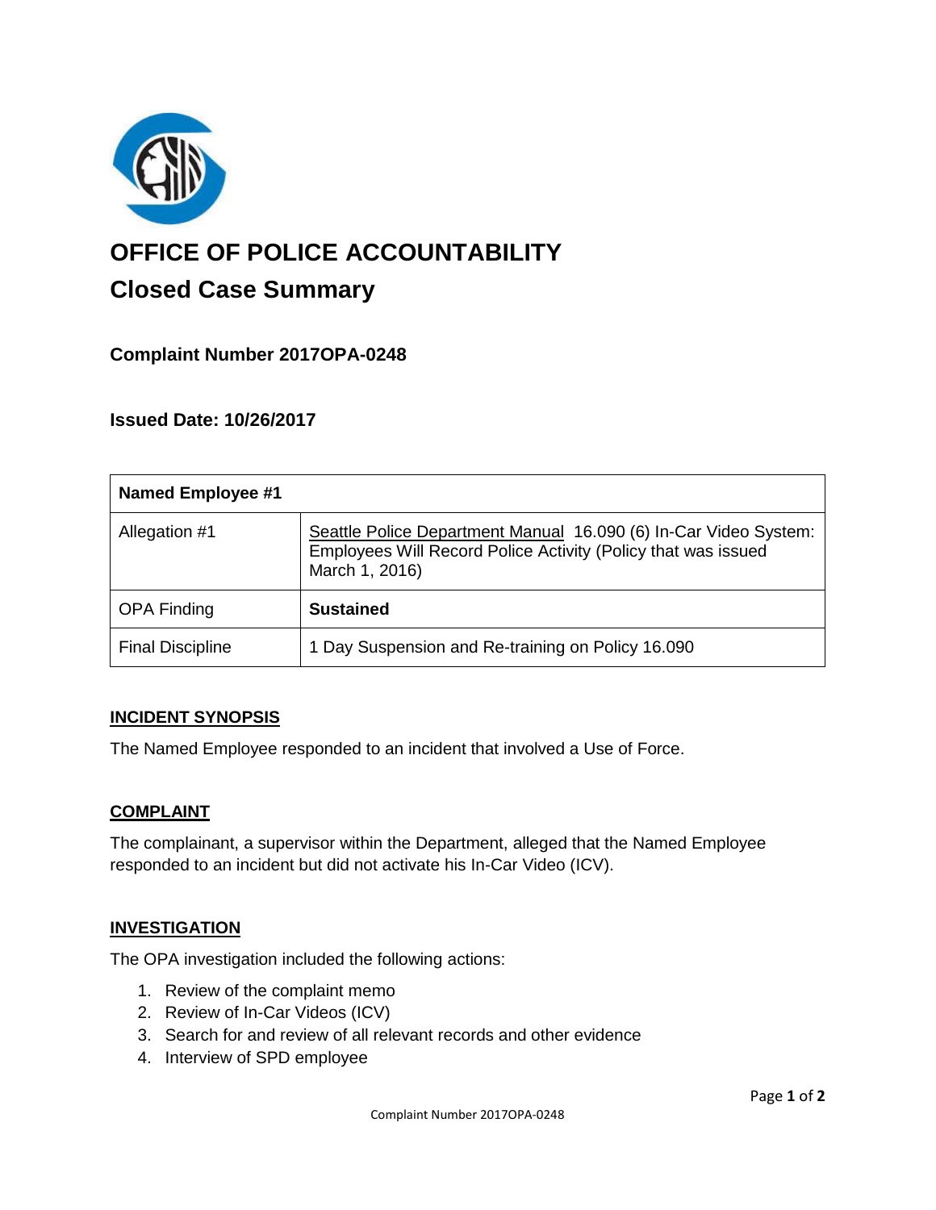# OFFICE OF POLICE ACCOUNTABILITY

## Closed Case Summary

### Complaint Number 2017OPA-0248

### Issued Date: 10/26/2017

| **Named Employee #1** | |
|---|---|
| Allegation #1 | Seattle Police Department Manual 16.090 (6) In-Car Video System: Employees Will Record Police Activity (Policy that was issued March 1, 2016) |
| OPA Finding | **Sustained** |
| Final Discipline | 1 Day Suspension and Re-training on Policy 16.090 |

## INCIDENT SYNOPSIS

The Named Employee responded to an incident that involved a Use of Force.

## COMPLAINT

The complainant, a supervisor within the Department, alleged that the Named Employee responded to an incident but did not activate his In-Car Video (ICV).

## INVESTIGATION

The OPA investigation included the following actions:

1. Review of the complaint memo
2. Review of In-Car Videos (ICV)
3. Search for and review of all relevant records and other evidence
4. Interview of SPD employee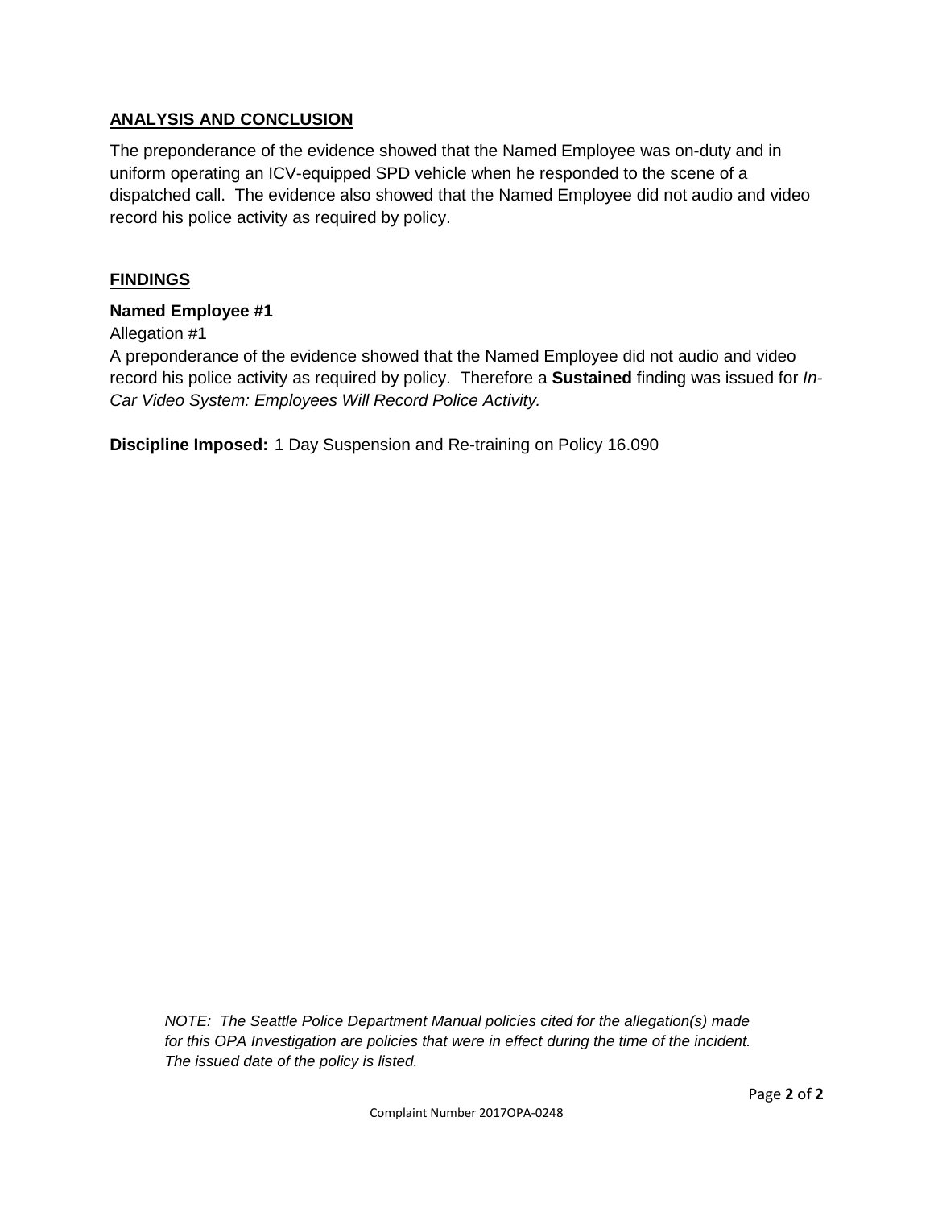## ANALYSIS AND CONCLUSION

The preponderance of the evidence showed that the Named Employee was on-duty and in uniform operating an ICV-equipped SPD vehicle when he responded to the scene of a dispatched call. The evidence also showed that the Named Employee did not audio and video record his police activity as required by policy.

## FINDINGS

**Named Employee #1**

Allegation #1

A preponderance of the evidence showed that the Named Employee did not audio and video record his police activity as required by policy. Therefore a **Sustained** finding was issued for *In-Car Video System: Employees Will Record Police Activity.*

**Discipline Imposed:** 1 Day Suspension and Re-training on Policy 16.090

*NOTE: The Seattle Police Department Manual policies cited for the allegation(s) made for this OPA Investigation are policies that were in effect during the time of the incident. The issued date of the policy is listed.*

Complaint Number 2017OPA-0248